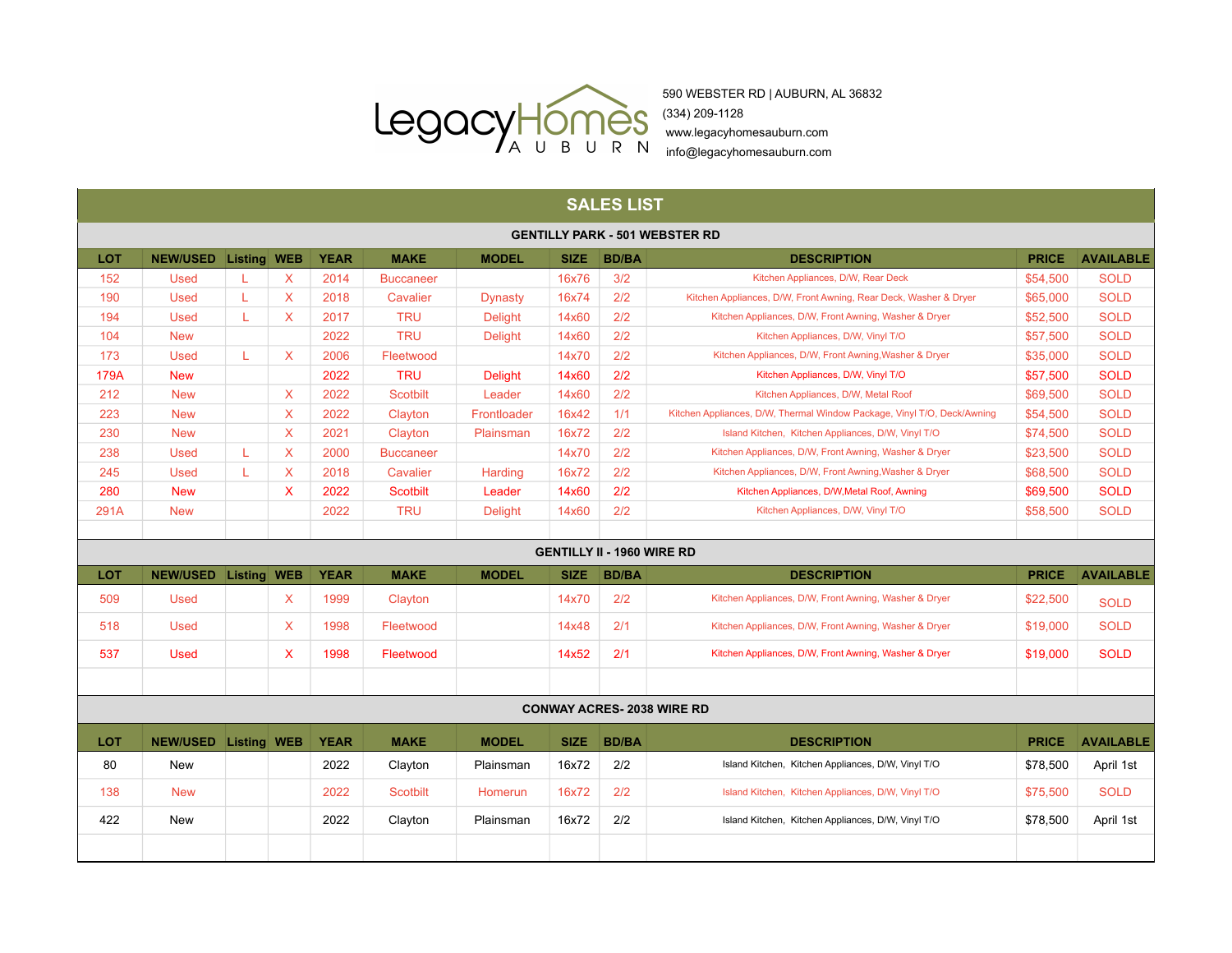LegacyHomes AUBURN

590 WEBSTER RD | AUBURN, AL 36832
(334) 209-1128
www.legacyhomesauburn.com
info@legacyhomesauburn.com

## SALES LIST

### GENTILLY PARK - 501 WEBSTER RD

| LOT | NEW/USED | Listing | WEB | YEAR | MAKE | MODEL | SIZE | BD/BA | DESCRIPTION | PRICE | AVAILABLE |
|---|---|---|---|---|---|---|---|---|---|---|---|
| 152 | Used | L | X | 2014 | Buccaneer | | 16x76 | 3/2 | Kitchen Appliances, D/W, Rear Deck | $54,500 | SOLD |
| 190 | Used | L | X | 2018 | Cavalier | Dynasty | 16x74 | 2/2 | Kitchen Appliances, D/W, Front Awning, Rear Deck, Washer & Dryer | $65,000 | SOLD |
| 194 | Used | L | X | 2017 | TRU | Delight | 14x60 | 2/2 | Kitchen Appliances, D/W, Front Awning, Washer & Dryer | $52,500 | SOLD |
| 104 | New | | | 2022 | TRU | Delight | 14x60 | 2/2 | Kitchen Appliances, D/W, Vinyl T/O | $57,500 | SOLD |
| 173 | Used | L | X | 2006 | Fleetwood | | 14x70 | 2/2 | Kitchen Appliances, D/W, Front Awning,Washer & Dryer | $35,000 | SOLD |
| 179A | New | | | 2022 | TRU | Delight | 14x60 | 2/2 | Kitchen Appliances, D/W, Vinyl T/O | $57,500 | SOLD |
| 212 | New | | X | 2022 | Scotbilt | Leader | 14x60 | 2/2 | Kitchen Appliances, D/W, Metal Roof | $69,500 | SOLD |
| 223 | New | | X | 2022 | Clayton | Frontloader | 16x42 | 1/1 | Kitchen Appliances, D/W, Thermal Window Package, Vinyl T/O, Deck/Awning | $54,500 | SOLD |
| 230 | New | | X | 2021 | Clayton | Plainsman | 16x72 | 2/2 | Island Kitchen, Kitchen Appliances, D/W, Vinyl T/O | $74,500 | SOLD |
| 238 | Used | L | X | 2000 | Buccaneer | | 14x70 | 2/2 | Kitchen Appliances, D/W, Front Awning, Washer & Dryer | $23,500 | SOLD |
| 245 | Used | L | X | 2018 | Cavalier | Harding | 16x72 | 2/2 | Kitchen Appliances, D/W, Front Awning,Washer & Dryer | $68,500 | SOLD |
| 280 | New | | X | 2022 | Scotbilt | Leader | 14x60 | 2/2 | Kitchen Appliances, D/W,Metal Roof, Awning | $69,500 | SOLD |
| 291A | New | | | 2022 | TRU | Delight | 14x60 | 2/2 | Kitchen Appliances, D/W, Vinyl T/O | $58,500 | SOLD |

### GENTILLY II - 1960 WIRE RD

| LOT | NEW/USED | Listing | WEB | YEAR | MAKE | MODEL | SIZE | BD/BA | DESCRIPTION | PRICE | AVAILABLE |
|---|---|---|---|---|---|---|---|---|---|---|---|
| 509 | Used | | X | 1999 | Clayton | | 14x70 | 2/2 | Kitchen Appliances, D/W, Front Awning, Washer & Dryer | $22,500 | SOLD |
| 518 | Used | | X | 1998 | Fleetwood | | 14x48 | 2/1 | Kitchen Appliances, D/W, Front Awning, Washer & Dryer | $19,000 | SOLD |
| 537 | Used | | X | 1998 | Fleetwood | | 14x52 | 2/1 | Kitchen Appliances, D/W, Front Awning, Washer & Dryer | $19,000 | SOLD |

### CONWAY ACRES- 2038 WIRE RD

| LOT | NEW/USED | Listing | WEB | YEAR | MAKE | MODEL | SIZE | BD/BA | DESCRIPTION | PRICE | AVAILABLE |
|---|---|---|---|---|---|---|---|---|---|---|---|
| 80 | New | | | 2022 | Clayton | Plainsman | 16x72 | 2/2 | Island Kitchen, Kitchen Appliances, D/W, Vinyl T/O | $78,500 | April 1st |
| 138 | New | | | 2022 | Scotbilt | Homerun | 16x72 | 2/2 | Island Kitchen, Kitchen Appliances, D/W, Vinyl T/O | $75,500 | SOLD |
| 422 | New | | | 2022 | Clayton | Plainsman | 16x72 | 2/2 | Island Kitchen, Kitchen Appliances, D/W, Vinyl T/O | $78,500 | April 1st |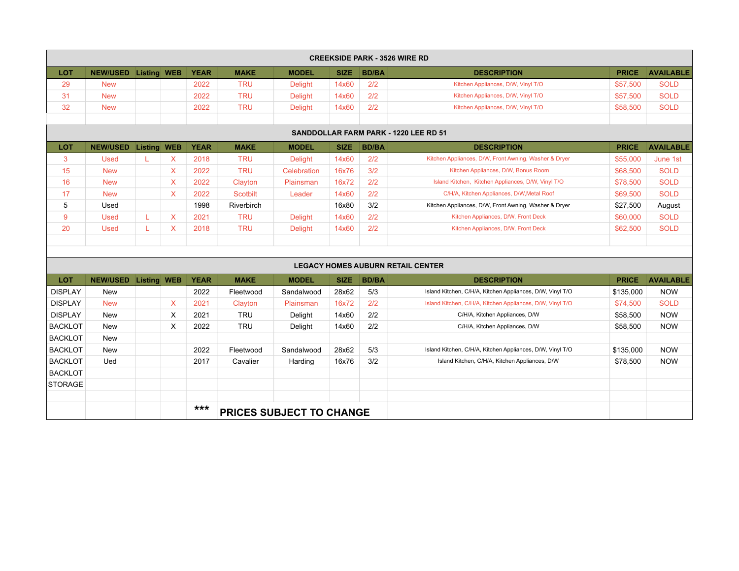| CREEKSIDE PARK - 3526 WIRE RD | | | | | | | | | | | |
|---|---|---|---|---|---|---|---|---|---|---|---|
| **LOT** | **NEW/USED** | **Listing** | **WEB** | **YEAR** | **MAKE** | **MODEL** | **SIZE** | **BD/BA** | **DESCRIPTION** | **PRICE** | **AVAILABLE** |
| 29 | New | | | 2022 | TRU | Delight | 14x60 | 2/2 | Kitchen Appliances, D/W, Vinyl T/O | $57,500 | SOLD |
| 31 | New | | | 2022 | TRU | Delight | 14x60 | 2/2 | Kitchen Appliances, D/W, Vinyl T/O | $57,500 | SOLD |
| 32 | New | | | 2022 | TRU | Delight | 14x60 | 2/2 | Kitchen Appliances, D/W, Vinyl T/O | $58,500 | SOLD |

| SANDDOLLAR FARM PARK - 1220 LEE RD 51 | | | | | | | | | | | |
|---|---|---|---|---|---|---|---|---|---|---|---|
| **LOT** | **NEW/USED** | **Listing** | **WEB** | **YEAR** | **MAKE** | **MODEL** | **SIZE** | **BD/BA** | **DESCRIPTION** | **PRICE** | **AVAILABLE** |
| 3 | Used | L | X | 2018 | TRU | Delight | 14x60 | 2/2 | Kitchen Appliances, D/W, Front Awning, Washer & Dryer | $55,000 | June 1st |
| 15 | New | | X | 2022 | TRU | Celebration | 16x76 | 3/2 | Kitchen Appliances, D/W, Bonus Room | $68,500 | SOLD |
| 16 | New | | X | 2022 | Clayton | Plainsman | 16x72 | 2/2 | Island Kitchen, Kitchen Appliances, D/W, Vinyl T/O | $78,500 | SOLD |
| 17 | New | | X | 2022 | Scotbilt | Leader | 14x60 | 2/2 | C/H/A, Kitchen Appliances, D/W,Metal Roof | $69,500 | SOLD |
| 5 | Used | | | 1998 | Riverbirch | | 16x80 | 3/2 | Kitchen Appliances, D/W, Front Awning, Washer & Dryer | $27,500 | August |
| 9 | Used | L | X | 2021 | TRU | Delight | 14x60 | 2/2 | Kitchen Appliances, D/W, Front Deck | $60,000 | SOLD |
| 20 | Used | L | X | 2018 | TRU | Delight | 14x60 | 2/2 | Kitchen Appliances, D/W, Front Deck | $62,500 | SOLD |

| LEGACY HOMES AUBURN RETAIL CENTER | | | | | | | | | | | |
|---|---|---|---|---|---|---|---|---|---|---|---|
| **LOT** | **NEW/USED** | **Listing** | **WEB** | **YEAR** | **MAKE** | **MODEL** | **SIZE** | **BD/BA** | **DESCRIPTION** | **PRICE** | **AVAILABLE** |
| DISPLAY | New | | | 2022 | Fleetwood | Sandalwood | 28x62 | 5/3 | Island Kitchen, C/H/A, Kitchen Appliances, D/W, Vinyl T/O | $135,000 | NOW |
| DISPLAY | New | | X | 2021 | Clayton | Plainsman | 16x72 | 2/2 | Island Kitchen, C/H/A, Kitchen Appliances, D/W, Vinyl T/O | $74,500 | SOLD |
| DISPLAY | New | | X | 2021 | TRU | Delight | 14x60 | 2/2 | C/H/A, Kitchen Appliances, D/W | $58,500 | NOW |
| BACKLOT | New | | X | 2022 | TRU | Delight | 14x60 | 2/2 | C/H/A, Kitchen Appliances, D/W | $58,500 | NOW |
| BACKLOT | New | | | | | | | | | | |
| BACKLOT | New | | | 2022 | Fleetwood | Sandalwood | 28x62 | 5/3 | Island Kitchen, C/H/A, Kitchen Appliances, D/W, Vinyl T/O | $135,000 | NOW |
| BACKLOT | Ued | | | 2017 | Cavalier | Harding | 16x76 | 3/2 | Island Kitchen, C/H/A, Kitchen Appliances, D/W | $78,500 | NOW |
| BACKLOT | | | | | | | | | | | |
| STORAGE | | | | | | | | | | | |

*** **PRICES SUBJECT TO CHANGE**